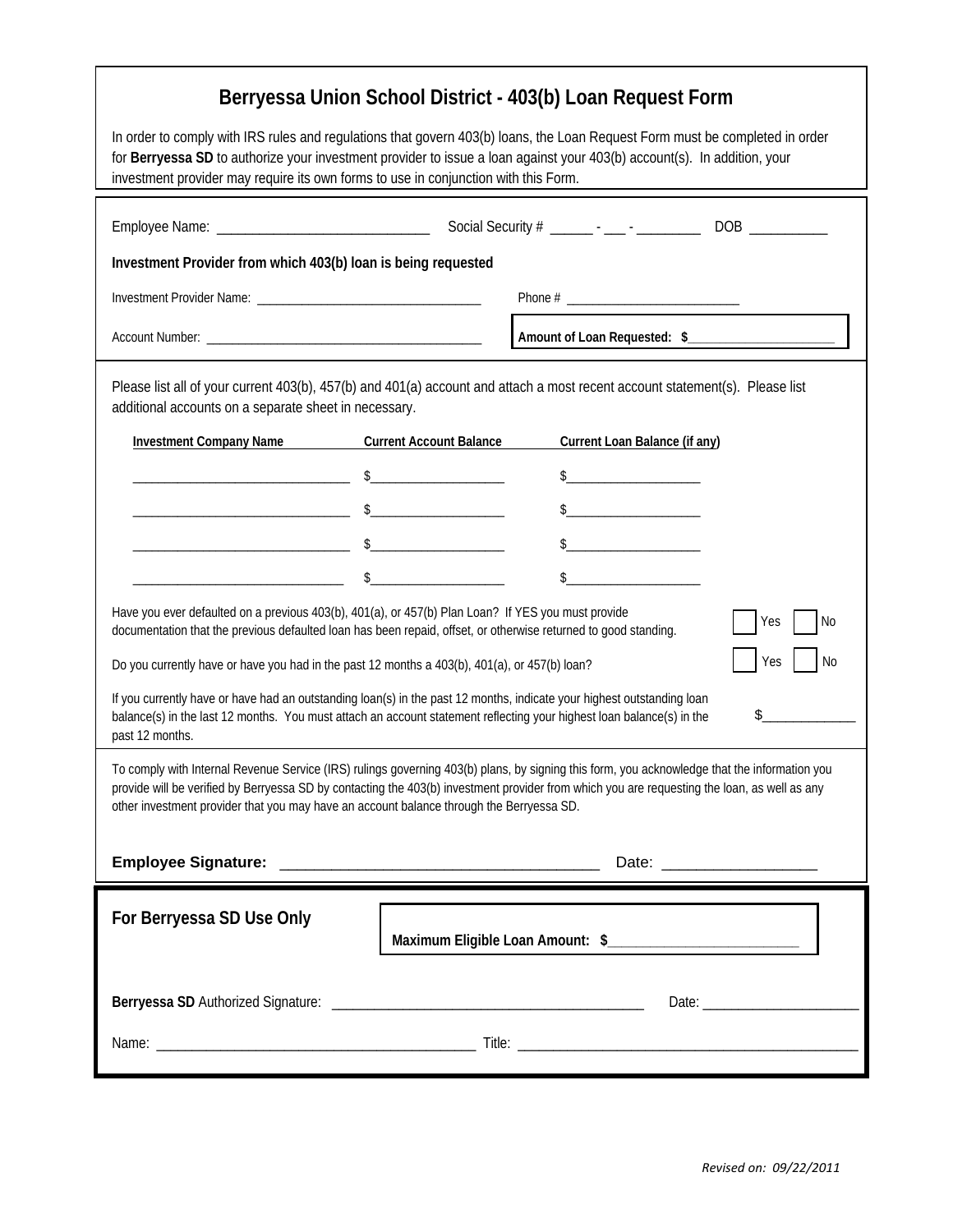# Berryessa Union School District - 403(b) Loan Request Form

In order to comply with IRS rules and regulations that govern 403(b) loans, the Loan Request Form must be completed in order for **Berryessa SD** to authorize your investment provider to issue a loan against your 403(b) account(s). In addition, your investment provider may require its own forms to use in conjunction with this Form.

Employee Name: ______________________________ Social Security # ______ - ___ - _________ DOB ___________

**Investment Provider from which 403(b) loan is being requested**

Investment Provider Name: __________________________________ Phone # _________________________

Account Number: __________________________________________ **Amount of Loan Requested: $_____________________**

Please list all of your current 403(b), 457(b) and 401(a) account and attach a most recent account statement(s). Please list additional accounts on a separate sheet in necessary.

| Investment Company Name | Current Account Balance | Current Loan Balance (if any) |
|---|---|---|
| _______________________________ | $____________________ | $____________________ |
| _______________________________ | $____________________ | $____________________ |
| _______________________________ | $____________________ | $____________________ |
| _______________________________ | $____________________ | $____________________ |

Have you ever defaulted on a previous 403(b), 401(a), or 457(b) Plan Loan? If YES you must provide documentation that the previous defaulted loan has been repaid, offset, or otherwise returned to good standing. ☐ Yes ☐ No

Do you currently have or have you had in the past 12 months a 403(b), 401(a), or 457(b) loan? ☐ Yes ☐ No

If you currently have or have had an outstanding loan(s) in the past 12 months, indicate your highest outstanding loan balance(s) in the last 12 months. You must attach an account statement reflecting your highest loan balance(s) in the past 12 months. $_____________

To comply with Internal Revenue Service (IRS) rulings governing 403(b) plans, by signing this form, you acknowledge that the information you provide will be verified by Berryessa SD by contacting the 403(b) investment provider from which you are requesting the loan, as well as any other investment provider that you may have an account balance through the Berryessa SD.

**Employee Signature:** _____________________________________ Date: _________________

**For Berryessa SD Use Only**

**Maximum Eligible Loan Amount: $_________________________**

**Berryessa SD** Authorized Signature: ___________________________________________ Date: _____________________

Name: _____________________________________________ Title: ________________________________________________

*Revised on: 09/22/2011*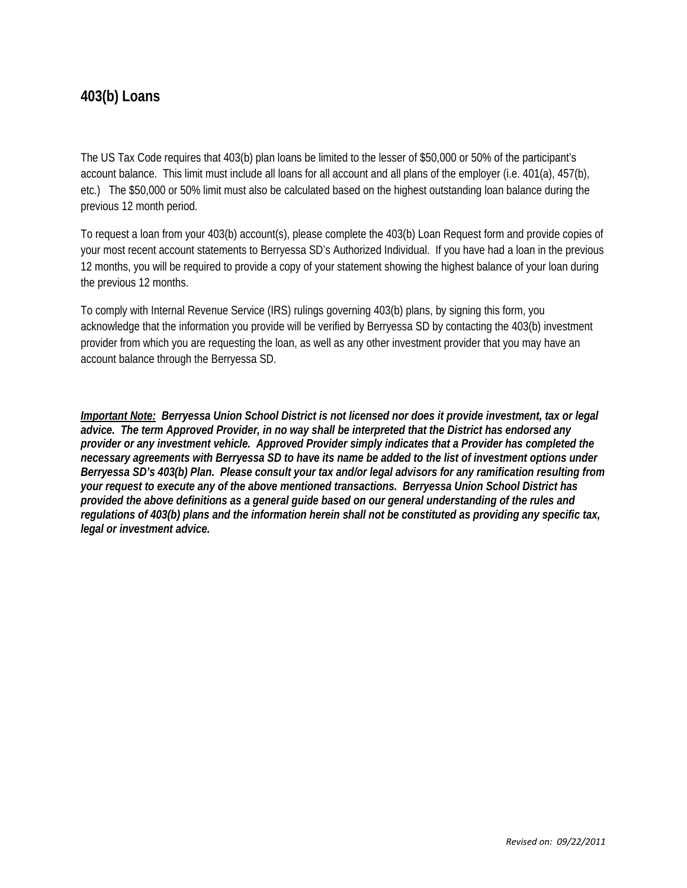## 403(b) Loans

The US Tax Code requires that 403(b) plan loans be limited to the lesser of $50,000 or 50% of the participant's account balance. This limit must include all loans for all account and all plans of the employer (i.e. 401(a), 457(b), etc.) The $50,000 or 50% limit must also be calculated based on the highest outstanding loan balance during the previous 12 month period.

To request a loan from your 403(b) account(s), please complete the 403(b) Loan Request form and provide copies of your most recent account statements to Berryessa SD's Authorized Individual. If you have had a loan in the previous 12 months, you will be required to provide a copy of your statement showing the highest balance of your loan during the previous 12 months.

To comply with Internal Revenue Service (IRS) rulings governing 403(b) plans, by signing this form, you acknowledge that the information you provide will be verified by Berryessa SD by contacting the 403(b) investment provider from which you are requesting the loan, as well as any other investment provider that you may have an account balance through the Berryessa SD.

***Important Note:*** ***Berryessa Union School District is not licensed nor does it provide investment, tax or legal advice. The term Approved Provider, in no way shall be interpreted that the District has endorsed any provider or any investment vehicle. Approved Provider simply indicates that a Provider has completed the necessary agreements with Berryessa SD to have its name be added to the list of investment options under Berryessa SD's 403(b) Plan. Please consult your tax and/or legal advisors for any ramification resulting from your request to execute any of the above mentioned transactions. Berryessa Union School District has provided the above definitions as a general guide based on our general understanding of the rules and regulations of 403(b) plans and the information herein shall not be constituted as providing any specific tax, legal or investment advice.***

*Revised on: 09/22/2011*